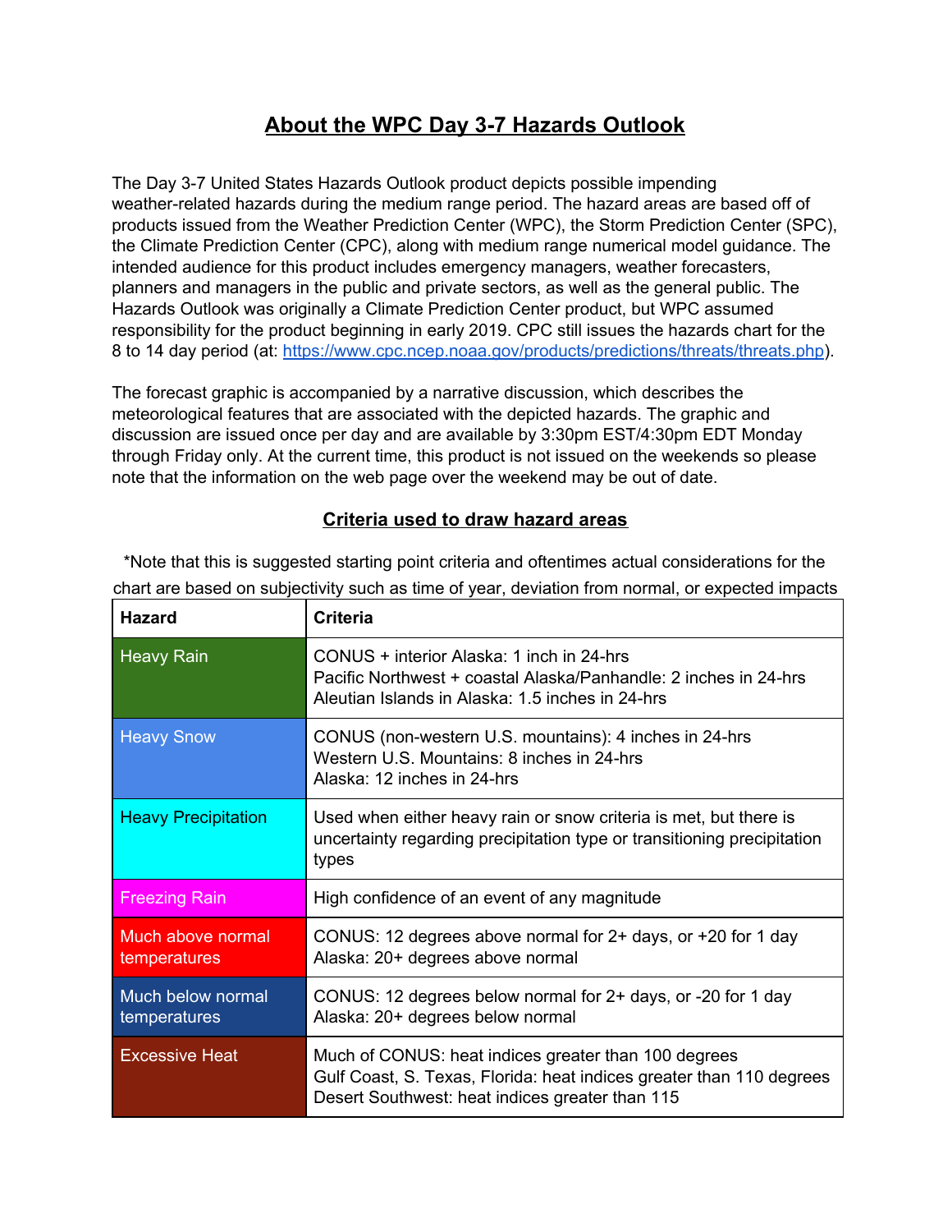# About the WPC Day 3-7 Hazards Outlook

The Day 3-7 United States Hazards Outlook product depicts possible impending weather-related hazards during the medium range period. The hazard areas are based off of products issued from the Weather Prediction Center (WPC), the Storm Prediction Center (SPC), the Climate Prediction Center (CPC), along with medium range numerical model guidance. The intended audience for this product includes emergency managers, weather forecasters, planners and managers in the public and private sectors, as well as the general public. The Hazards Outlook was originally a Climate Prediction Center product, but WPC assumed responsibility for the product beginning in early 2019. CPC still issues the hazards chart for the 8 to 14 day period (at: [https://www.cpc.ncep.noaa.gov/products/predictions/threats/threats.php](https://www.cpc.ncep.noaa.gov/products/predictions/threats/threats.php)).

The forecast graphic is accompanied by a narrative discussion, which describes the meteorological features that are associated with the depicted hazards. The graphic and discussion are issued once per day and are available by 3:30pm EST/4:30pm EDT Monday through Friday only. At the current time, this product is not issued on the weekends so please note that the information on the web page over the weekend may be out of date.

## Criteria used to draw hazard areas

*Note that this is suggested starting point criteria and oftentimes actual considerations for the chart are based on subjectivity such as time of year, deviation from normal, or expected impacts

| Hazard | Criteria |
|---|---|
| Heavy Rain | CONUS + interior Alaska: 1 inch in 24-hrs<br>Pacific Northwest + coastal Alaska/Panhandle: 2 inches in 24-hrs<br>Aleutian Islands in Alaska: 1.5 inches in 24-hrs |
| Heavy Snow | CONUS (non-western U.S. mountains): 4 inches in 24-hrs<br>Western U.S. Mountains: 8 inches in 24-hrs<br>Alaska: 12 inches in 24-hrs |
| Heavy Precipitation | Used when either heavy rain or snow criteria is met, but there is uncertainty regarding precipitation type or transitioning precipitation types |
| Freezing Rain | High confidence of an event of any magnitude |
| Much above normal temperatures | CONUS: 12 degrees above normal for 2+ days, or +20 for 1 day<br>Alaska: 20+ degrees above normal |
| Much below normal temperatures | CONUS: 12 degrees below normal for 2+ days, or -20 for 1 day<br>Alaska: 20+ degrees below normal |
| Excessive Heat | Much of CONUS: heat indices greater than 100 degrees<br>Gulf Coast, S. Texas, Florida: heat indices greater than 110 degrees<br>Desert Southwest: heat indices greater than 115 |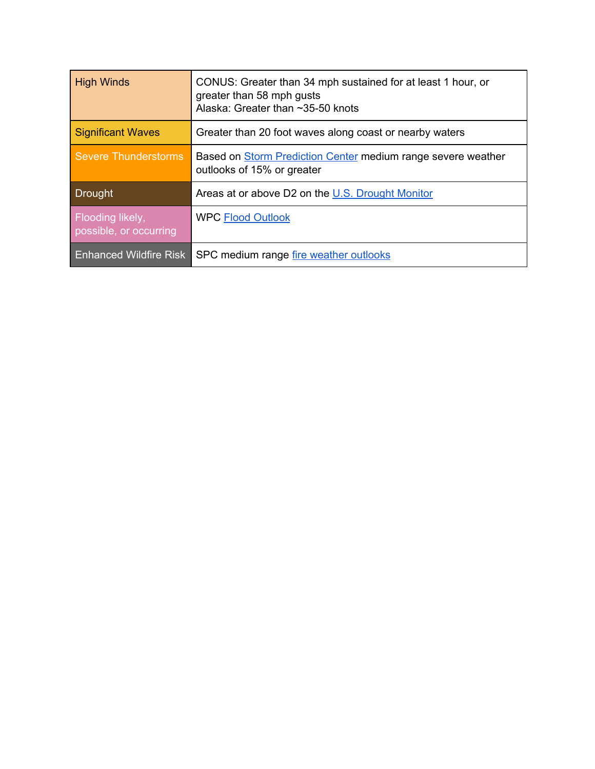| | |
|---|---|
| High Winds | CONUS: Greater than 34 mph sustained for at least 1 hour, or greater than 58 mph gusts<br>Alaska: Greater than ~35-50 knots |
| Significant Waves | Greater than 20 foot waves along coast or nearby waters |
| Severe Thunderstorms | Based on Storm Prediction Center medium range severe weather outlooks of 15% or greater |
| Drought | Areas at or above D2 on the U.S. Drought Monitor |
| Flooding likely, possible, or occurring | WPC Flood Outlook |
| Enhanced Wildfire Risk | SPC medium range fire weather outlooks |